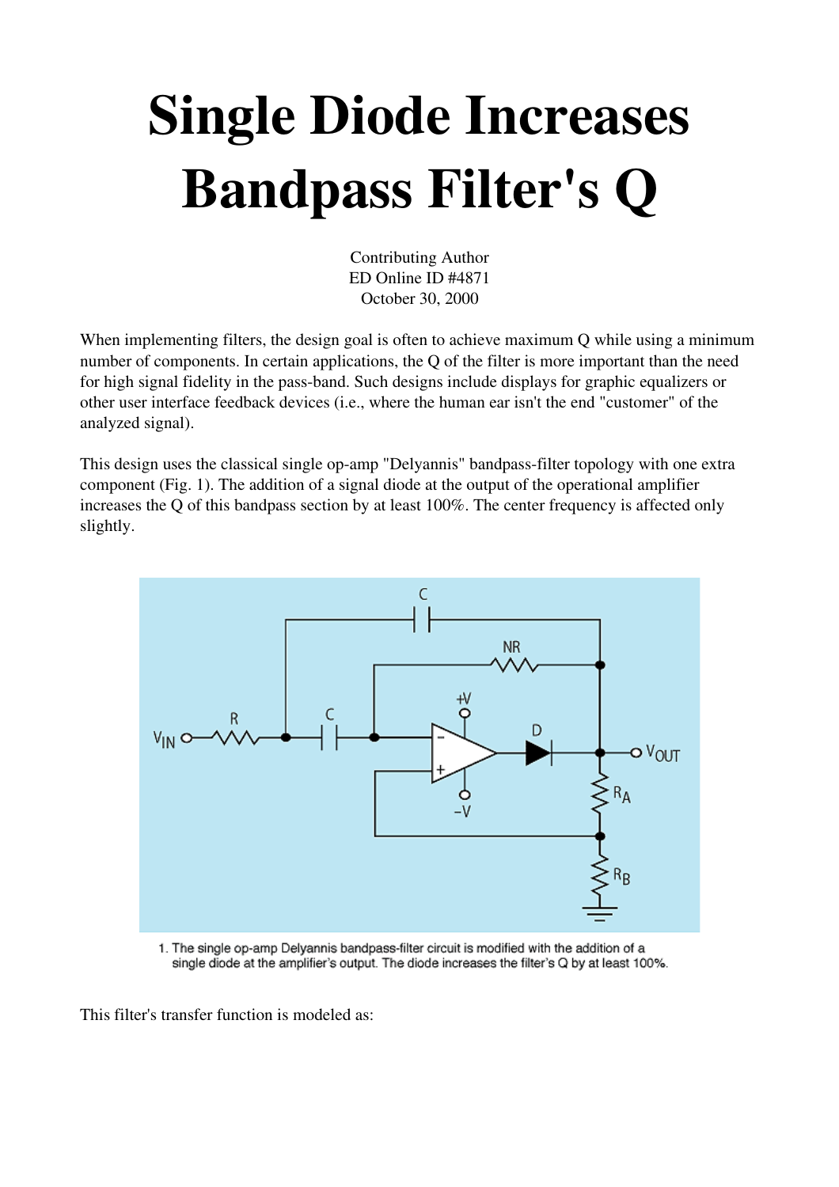# Single Diode Increases Bandpass Filter's Q

Contributing Author
ED Online ID #4871
October 30, 2000

When implementing filters, the design goal is often to achieve maximum Q while using a minimum number of components. In certain applications, the Q of the filter is more important than the need for high signal fidelity in the pass-band. Such designs include displays for graphic equalizers or other user interface feedback devices (i.e., where the human ear isn't the end "customer" of the analyzed signal).

This design uses the classical single op-amp "Delyannis" bandpass-filter topology with one extra component (Fig. 1). The addition of a signal diode at the output of the operational amplifier increases the Q of this bandpass section by at least 100%. The center frequency is affected only slightly.

1. The single op-amp Delyannis bandpass-filter circuit is modified with the addition of a single diode at the amplifier's output. The diode increases the filter's Q by at least 100%.

This filter's transfer function is modeled as: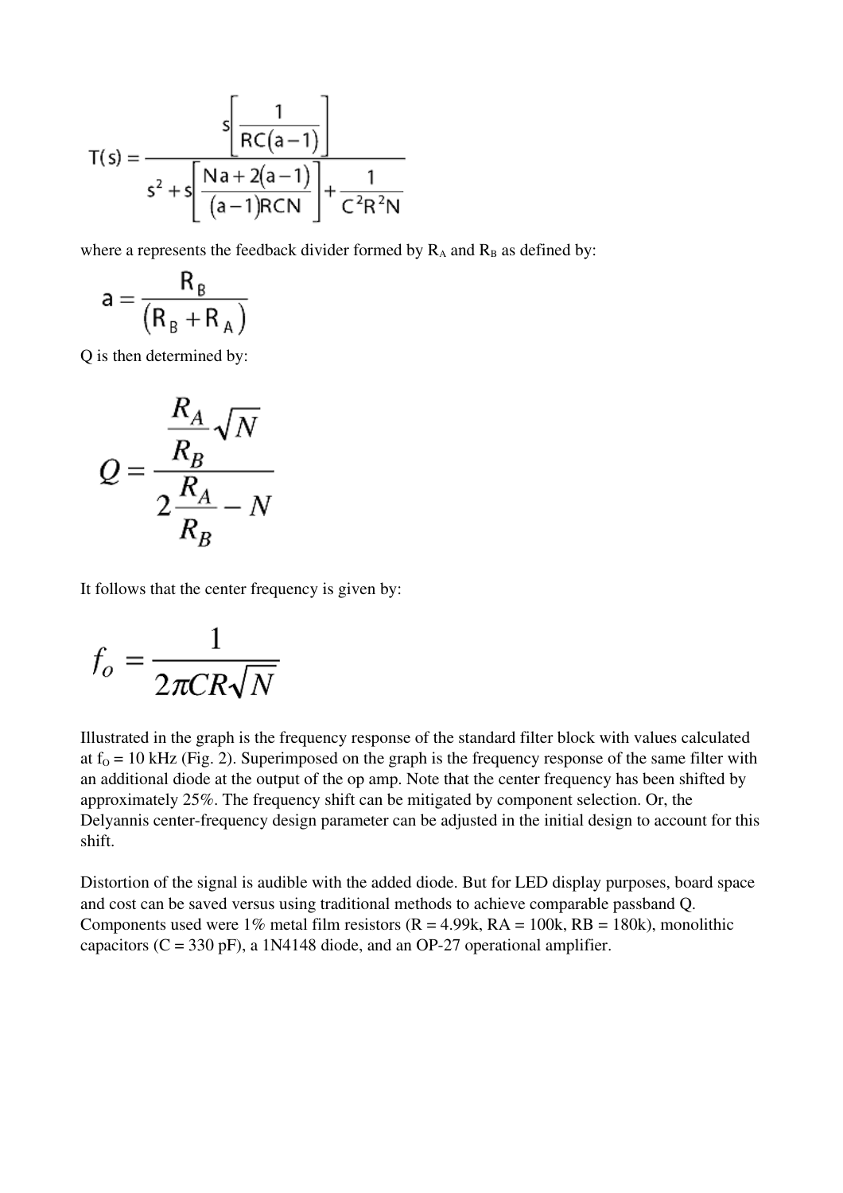$$T(s) = \frac{s\left[\frac{1}{RC(a-1)}\right]}{s^2 + s\left[\frac{Na + 2(a-1)}{(a-1)RCN}\right] + \frac{1}{C^2R^2N}}$$

where a represents the feedback divider formed by $R_A$ and $R_B$ as defined by:

$$a = \frac{R_B}{(R_B + R_A)}$$

Q is then determined by:

$$Q = \frac{\frac{R_A}{R_B}\sqrt{N}}{2\frac{R_A}{R_B} - N}$$

It follows that the center frequency is given by:

$$f_o = \frac{1}{2\pi CR\sqrt{N}}$$

Illustrated in the graph is the frequency response of the standard filter block with values calculated at $f_O$ = 10 kHz (Fig. 2). Superimposed on the graph is the frequency response of the same filter with an additional diode at the output of the op amp. Note that the center frequency has been shifted by approximately 25%. The frequency shift can be mitigated by component selection. Or, the Delyannis center-frequency design parameter can be adjusted in the initial design to account for this shift.

Distortion of the signal is audible with the added diode. But for LED display purposes, board space and cost can be saved versus using traditional methods to achieve comparable passband Q. Components used were 1% metal film resistors (R = 4.99k, RA = 100k, RB = 180k), monolithic capacitors (C = 330 pF), a 1N4148 diode, and an OP-27 operational amplifier.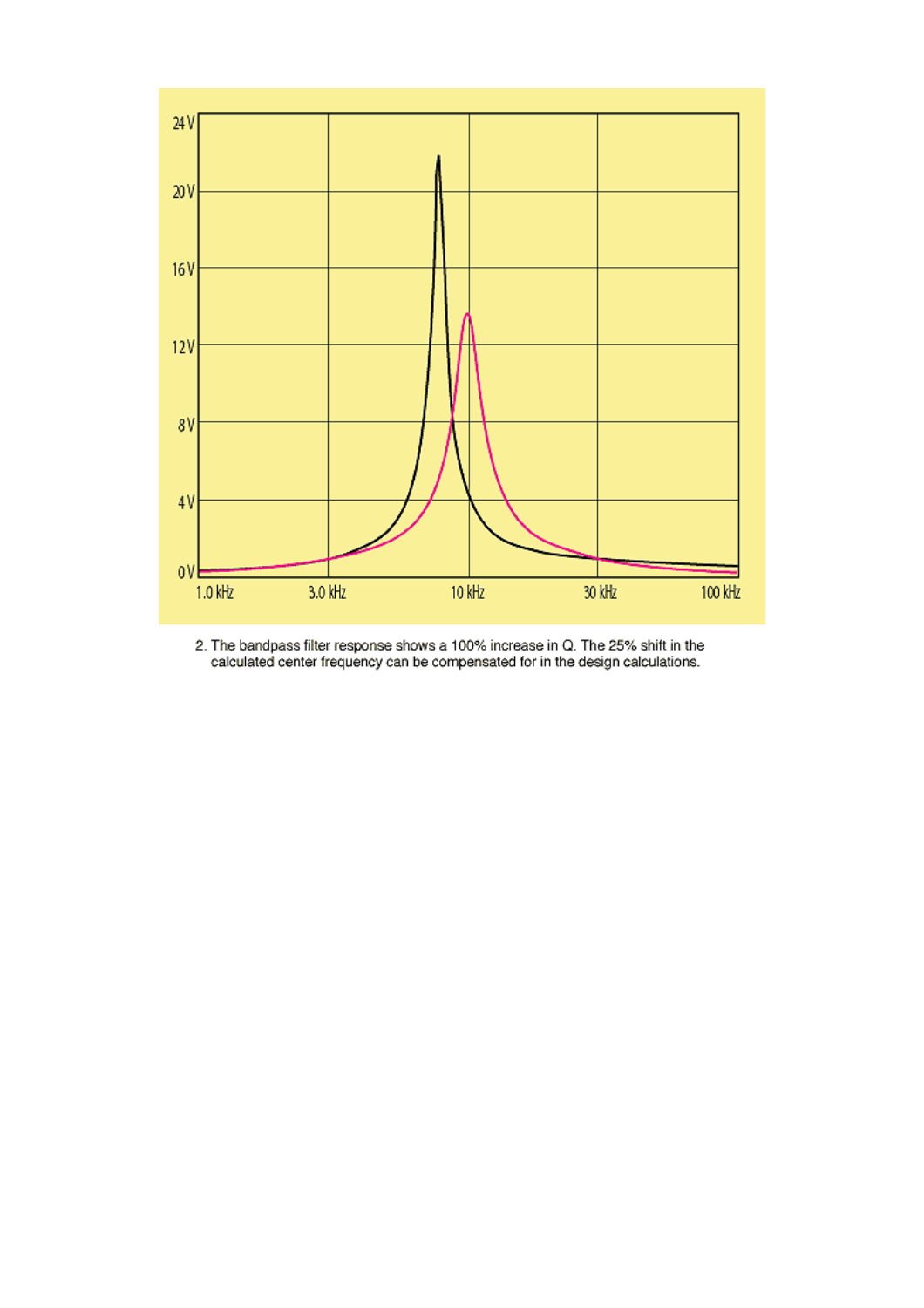24 V

20 V

16 V

12 V

8 V

4 V

0 V

1.0 kHz

3.0 kHz

10 kHz

30 kHz

100 kHz

2. The bandpass filter response shows a 100% increase in Q. The 25% shift in the calculated center frequency can be compensated for in the design calculations.